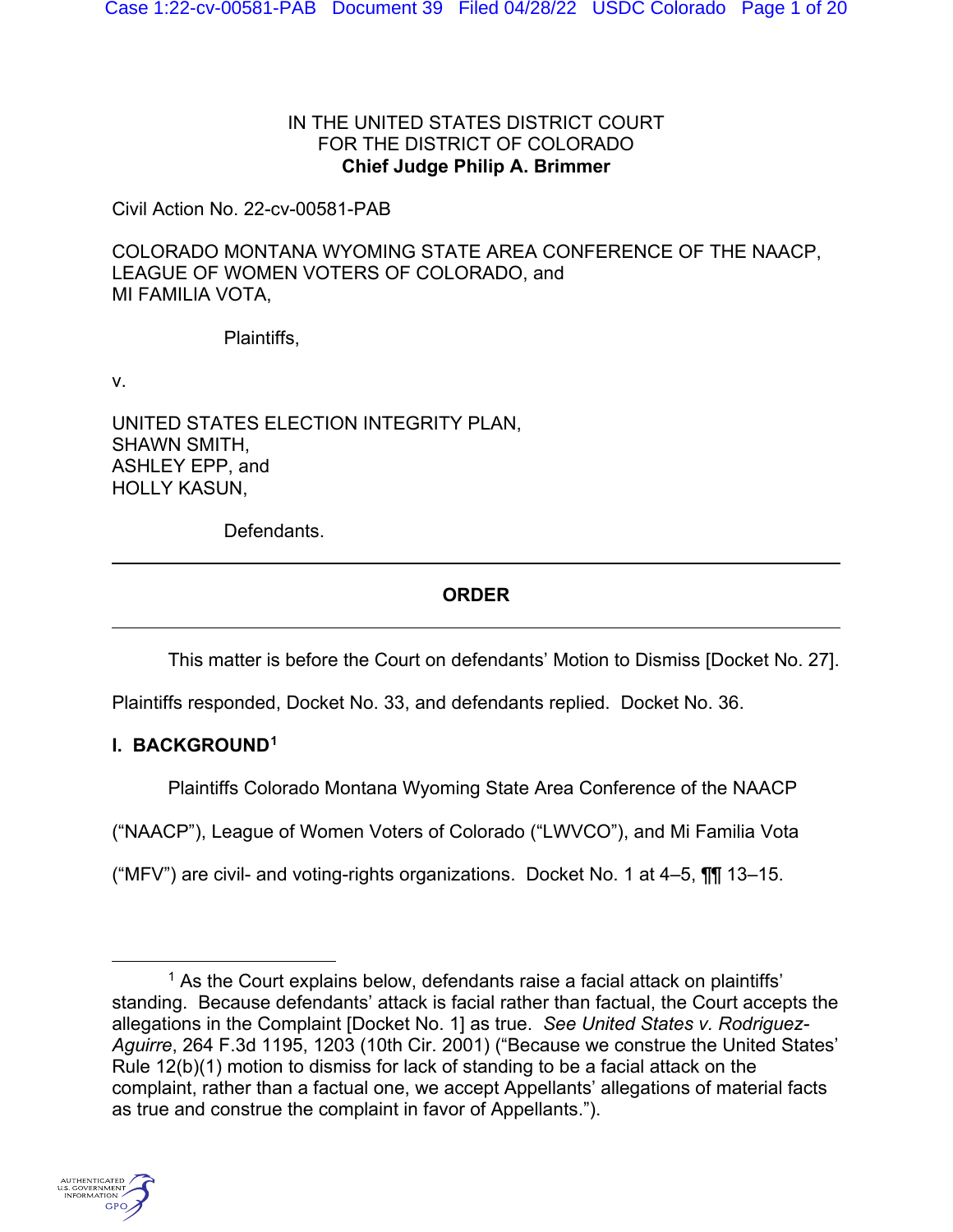IN THE UNITED STATES DISTRICT COURT
FOR THE DISTRICT OF COLORADO
**Chief Judge Philip A. Brimmer**

Civil Action No. 22-cv-00581-PAB

COLORADO MONTANA WYOMING STATE AREA CONFERENCE OF THE NAACP,
LEAGUE OF WOMEN VOTERS OF COLORADO, and
MI FAMILIA VOTA,

Plaintiffs,

v.

UNITED STATES ELECTION INTEGRITY PLAN,
SHAWN SMITH,
ASHLEY EPP, and
HOLLY KASUN,

Defendants.

---

**ORDER**

---

This matter is before the Court on defendants' Motion to Dismiss [Docket No. 27]. Plaintiffs responded, Docket No. 33, and defendants replied. Docket No. 36.

**I. BACKGROUND**[1]

Plaintiffs Colorado Montana Wyoming State Area Conference of the NAACP ("NAACP"), League of Women Voters of Colorado ("LWVCO"), and Mi Familia Vota ("MFV") are civil- and voting-rights organizations. Docket No. 1 at 4–5, ¶¶ 13–15.

---

[1] As the Court explains below, defendants raise a facial attack on plaintiffs' standing. Because defendants' attack is facial rather than factual, the Court accepts the allegations in the Complaint [Docket No. 1] as true. *See United States v. Rodriguez-Aguirre*, 264 F.3d 1195, 1203 (10th Cir. 2001) ("Because we construe the United States' Rule 12(b)(1) motion to dismiss for lack of standing to be a facial attack on the complaint, rather than a factual one, we accept Appellants' allegations of material facts as true and construe the complaint in favor of Appellants.").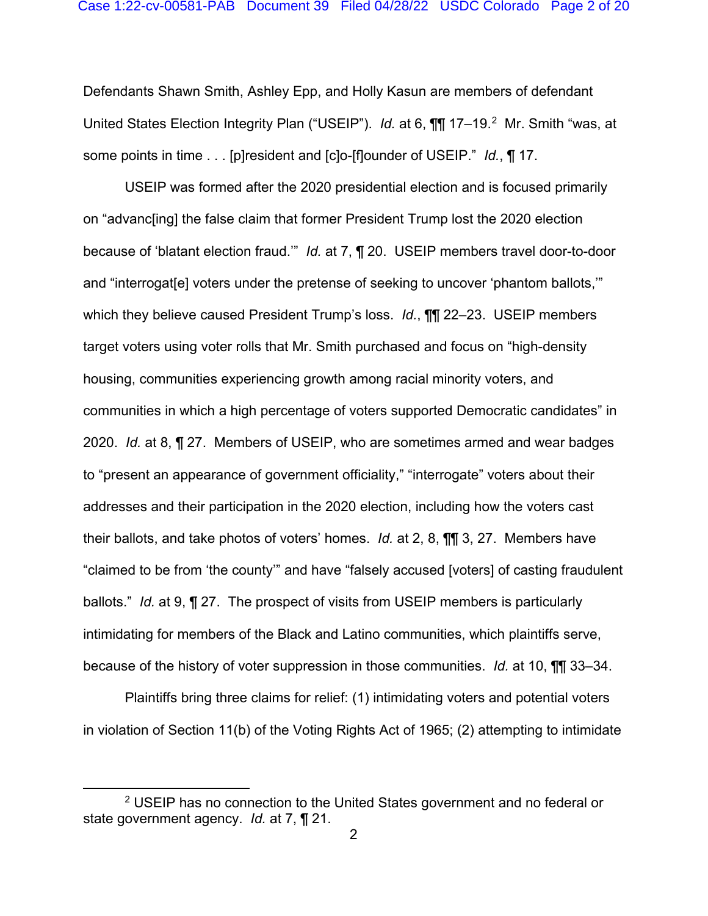Defendants Shawn Smith, Ashley Epp, and Holly Kasun are members of defendant United States Election Integrity Plan ("USEIP"). *Id.* at 6, ¶¶ 17–19.[2] Mr. Smith "was, at some points in time . . . [p]resident and [c]o-[f]ounder of USEIP." *Id.*, ¶ 17.

USEIP was formed after the 2020 presidential election and is focused primarily on "advanc[ing] the false claim that former President Trump lost the 2020 election because of 'blatant election fraud.'" *Id.* at 7, ¶ 20. USEIP members travel door-to-door and "interrogat[e] voters under the pretense of seeking to uncover 'phantom ballots,'" which they believe caused President Trump's loss. *Id.*, ¶¶ 22–23. USEIP members target voters using voter rolls that Mr. Smith purchased and focus on "high-density housing, communities experiencing growth among racial minority voters, and communities in which a high percentage of voters supported Democratic candidates" in 2020. *Id.* at 8, ¶ 27. Members of USEIP, who are sometimes armed and wear badges to "present an appearance of government officiality," "interrogate" voters about their addresses and their participation in the 2020 election, including how the voters cast their ballots, and take photos of voters' homes. *Id.* at 2, 8, ¶¶ 3, 27. Members have "claimed to be from 'the county'" and have "falsely accused [voters] of casting fraudulent ballots." *Id.* at 9, ¶ 27. The prospect of visits from USEIP members is particularly intimidating for members of the Black and Latino communities, which plaintiffs serve, because of the history of voter suppression in those communities. *Id.* at 10, ¶¶ 33–34.

Plaintiffs bring three claims for relief: (1) intimidating voters and potential voters in violation of Section 11(b) of the Voting Rights Act of 1965; (2) attempting to intimidate

---

[2] USEIP has no connection to the United States government and no federal or state government agency. *Id.* at 7, ¶ 21.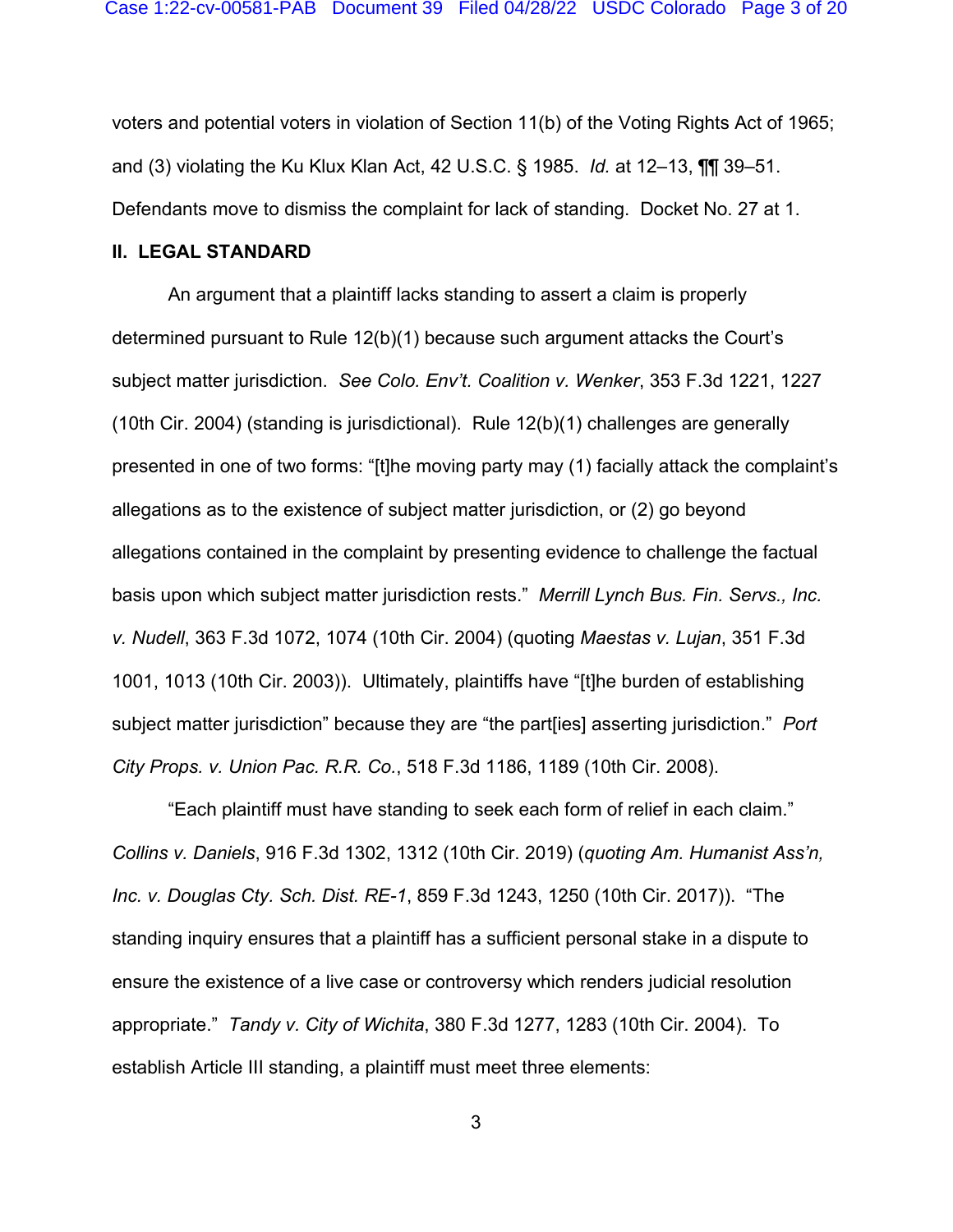voters and potential voters in violation of Section 11(b) of the Voting Rights Act of 1965; and (3) violating the Ku Klux Klan Act, 42 U.S.C. § 1985. *Id.* at 12–13, ¶¶ 39–51. Defendants move to dismiss the complaint for lack of standing. Docket No. 27 at 1.

## II. LEGAL STANDARD

An argument that a plaintiff lacks standing to assert a claim is properly determined pursuant to Rule 12(b)(1) because such argument attacks the Court's subject matter jurisdiction. *See Colo. Env't. Coalition v. Wenker*, 353 F.3d 1221, 1227 (10th Cir. 2004) (standing is jurisdictional). Rule 12(b)(1) challenges are generally presented in one of two forms: "[t]he moving party may (1) facially attack the complaint's allegations as to the existence of subject matter jurisdiction, or (2) go beyond allegations contained in the complaint by presenting evidence to challenge the factual basis upon which subject matter jurisdiction rests." *Merrill Lynch Bus. Fin. Servs., Inc. v. Nudell*, 363 F.3d 1072, 1074 (10th Cir. 2004) (quoting *Maestas v. Lujan*, 351 F.3d 1001, 1013 (10th Cir. 2003)). Ultimately, plaintiffs have "[t]he burden of establishing subject matter jurisdiction" because they are "the part[ies] asserting jurisdiction." *Port City Props. v. Union Pac. R.R. Co.*, 518 F.3d 1186, 1189 (10th Cir. 2008).

"Each plaintiff must have standing to seek each form of relief in each claim." *Collins v. Daniels*, 916 F.3d 1302, 1312 (10th Cir. 2019) (*quoting Am. Humanist Ass'n, Inc. v. Douglas Cty. Sch. Dist. RE-1*, 859 F.3d 1243, 1250 (10th Cir. 2017)). "The standing inquiry ensures that a plaintiff has a sufficient personal stake in a dispute to ensure the existence of a live case or controversy which renders judicial resolution appropriate." *Tandy v. City of Wichita*, 380 F.3d 1277, 1283 (10th Cir. 2004). To establish Article III standing, a plaintiff must meet three elements: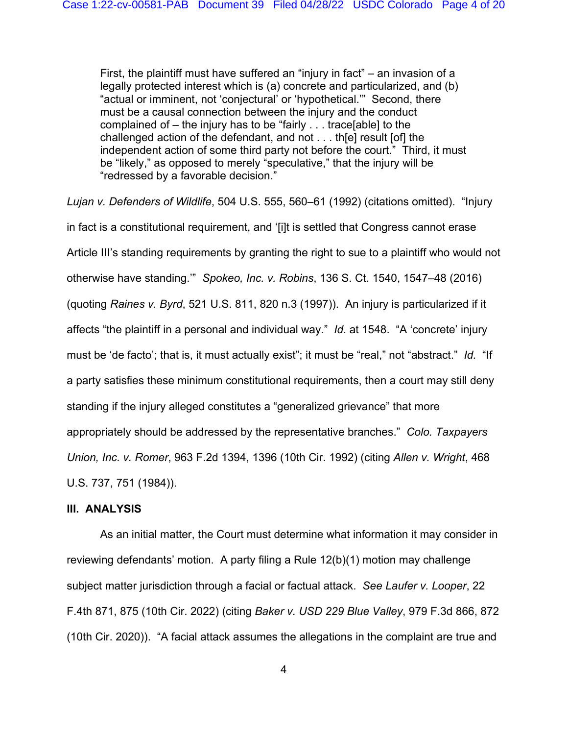> First, the plaintiff must have suffered an "injury in fact" – an invasion of a legally protected interest which is (a) concrete and particularized, and (b) "actual or imminent, not 'conjectural' or 'hypothetical.'" Second, there must be a causal connection between the injury and the conduct complained of – the injury has to be "fairly . . . trace[able] to the challenged action of the defendant, and not . . . th[e] result [of] the independent action of some third party not before the court." Third, it must be "likely," as opposed to merely "speculative," that the injury will be "redressed by a favorable decision."

*Lujan v. Defenders of Wildlife*, 504 U.S. 555, 560–61 (1992) (citations omitted). "Injury in fact is a constitutional requirement, and '[i]t is settled that Congress cannot erase Article III's standing requirements by granting the right to sue to a plaintiff who would not otherwise have standing.'" *Spokeo, Inc. v. Robins*, 136 S. Ct. 1540, 1547–48 (2016) (quoting *Raines v. Byrd*, 521 U.S. 811, 820 n.3 (1997)). An injury is particularized if it affects "the plaintiff in a personal and individual way." *Id.* at 1548. "A 'concrete' injury must be 'de facto'; that is, it must actually exist"; it must be "real," not "abstract." *Id.* "If a party satisfies these minimum constitutional requirements, then a court may still deny standing if the injury alleged constitutes a "generalized grievance" that more appropriately should be addressed by the representative branches." *Colo. Taxpayers Union, Inc. v. Romer*, 963 F.2d 1394, 1396 (10th Cir. 1992) (citing *Allen v. Wright*, 468 U.S. 737, 751 (1984)).

## III. ANALYSIS

As an initial matter, the Court must determine what information it may consider in reviewing defendants' motion. A party filing a Rule 12(b)(1) motion may challenge subject matter jurisdiction through a facial or factual attack. *See Laufer v. Looper*, 22 F.4th 871, 875 (10th Cir. 2022) (citing *Baker v. USD 229 Blue Valley*, 979 F.3d 866, 872 (10th Cir. 2020)). "A facial attack assumes the allegations in the complaint are true and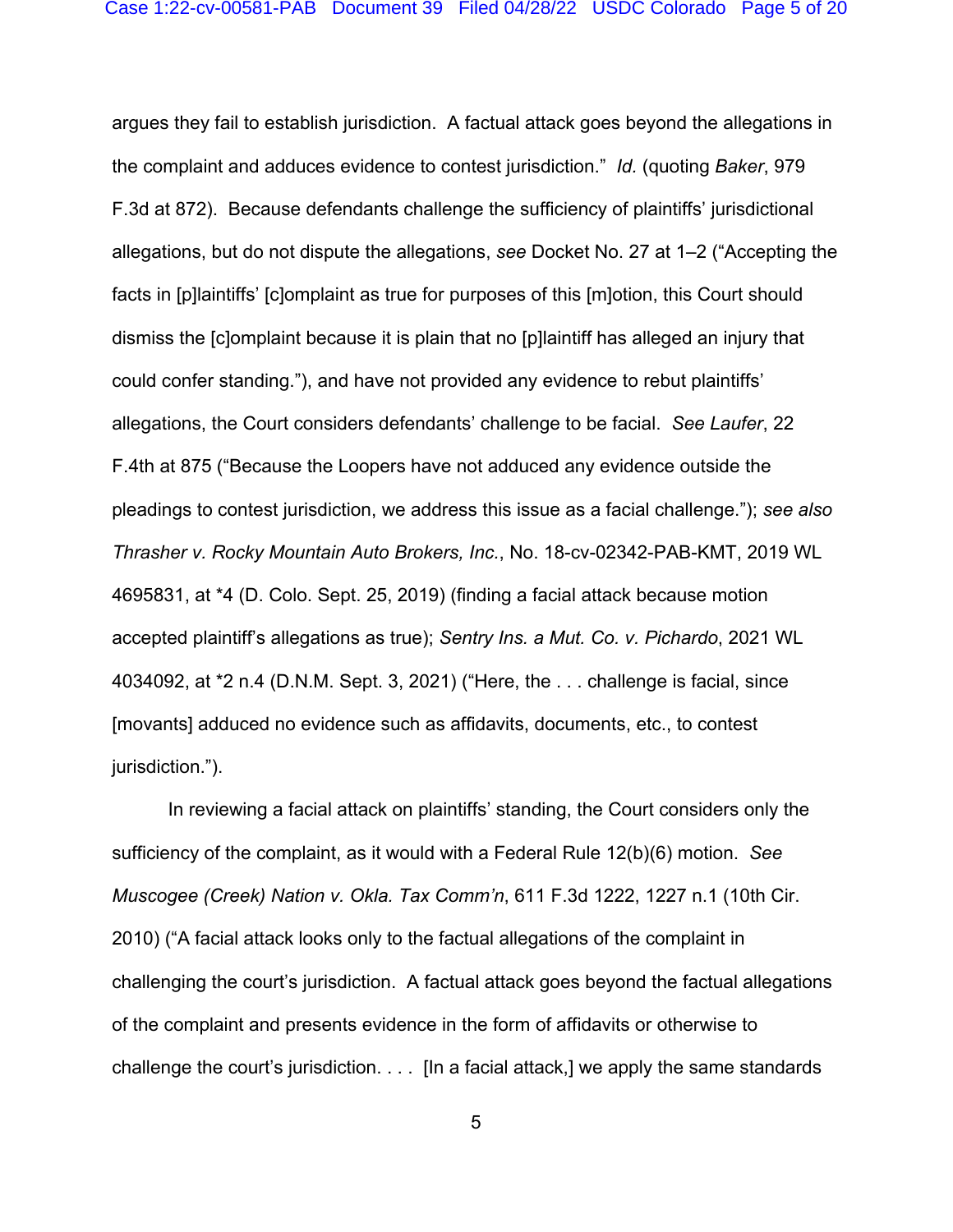argues they fail to establish jurisdiction. A factual attack goes beyond the allegations in the complaint and adduces evidence to contest jurisdiction." *Id.* (quoting *Baker*, 979 F.3d at 872). Because defendants challenge the sufficiency of plaintiffs' jurisdictional allegations, but do not dispute the allegations, *see* Docket No. 27 at 1–2 ("Accepting the facts in [p]laintiffs' [c]omplaint as true for purposes of this [m]otion, this Court should dismiss the [c]omplaint because it is plain that no [p]laintiff has alleged an injury that could confer standing."), and have not provided any evidence to rebut plaintiffs' allegations, the Court considers defendants' challenge to be facial. *See Laufer*, 22 F.4th at 875 ("Because the Loopers have not adduced any evidence outside the pleadings to contest jurisdiction, we address this issue as a facial challenge."); *see also Thrasher v. Rocky Mountain Auto Brokers, Inc.*, No. 18-cv-02342-PAB-KMT, 2019 WL 4695831, at *4 (D. Colo. Sept. 25, 2019) (finding a facial attack because motion accepted plaintiff's allegations as true); *Sentry Ins. a Mut. Co. v. Pichardo*, 2021 WL 4034092, at *2 n.4 (D.N.M. Sept. 3, 2021) ("Here, the . . . challenge is facial, since [movants] adduced no evidence such as affidavits, documents, etc., to contest jurisdiction.").

In reviewing a facial attack on plaintiffs' standing, the Court considers only the sufficiency of the complaint, as it would with a Federal Rule 12(b)(6) motion. *See Muscogee (Creek) Nation v. Okla. Tax Comm'n*, 611 F.3d 1222, 1227 n.1 (10th Cir. 2010) ("A facial attack looks only to the factual allegations of the complaint in challenging the court's jurisdiction. A factual attack goes beyond the factual allegations of the complaint and presents evidence in the form of affidavits or otherwise to challenge the court's jurisdiction. . . . [In a facial attack,] we apply the same standards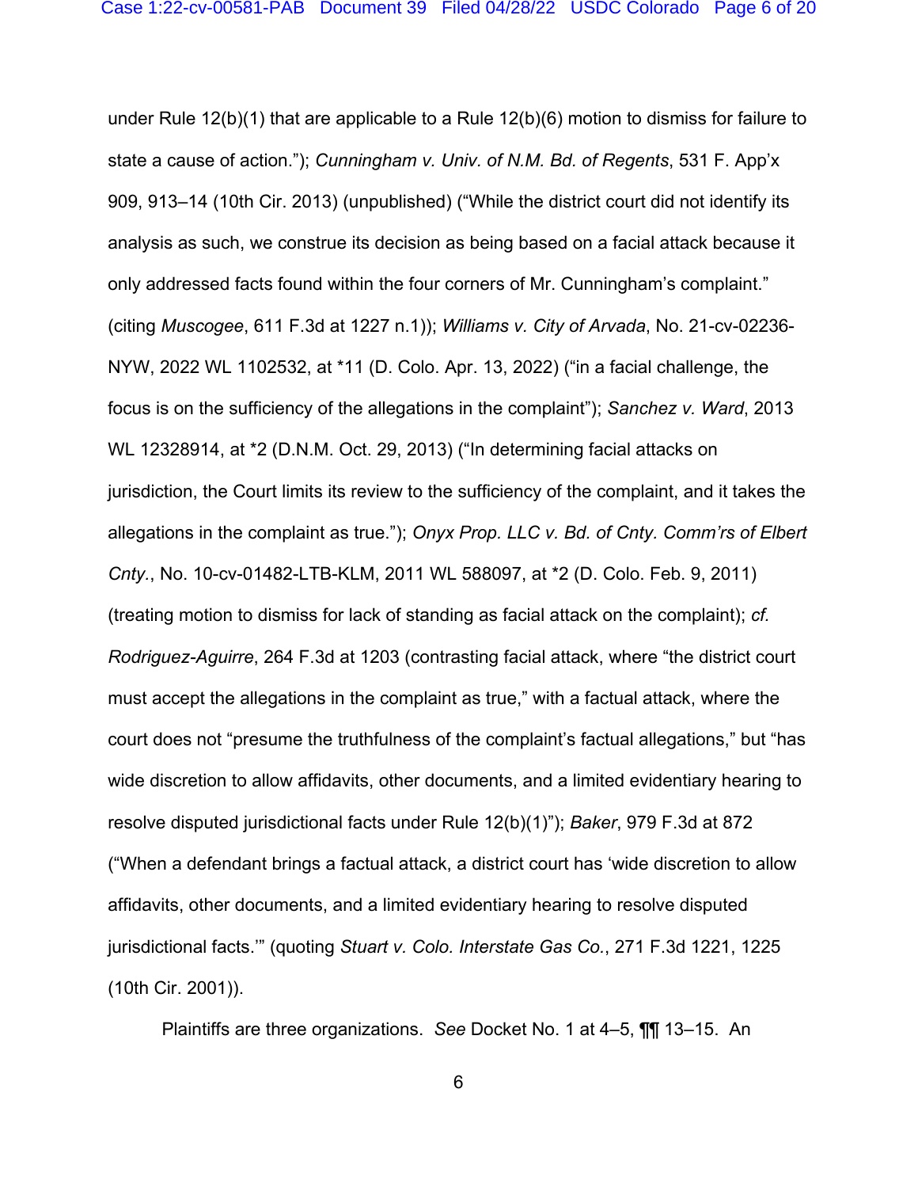under Rule 12(b)(1) that are applicable to a Rule 12(b)(6) motion to dismiss for failure to state a cause of action."); *Cunningham v. Univ. of N.M. Bd. of Regents*, 531 F. App'x 909, 913–14 (10th Cir. 2013) (unpublished) ("While the district court did not identify its analysis as such, we construe its decision as being based on a facial attack because it only addressed facts found within the four corners of Mr. Cunningham's complaint." (citing *Muscogee*, 611 F.3d at 1227 n.1)); *Williams v. City of Arvada*, No. 21-cv-02236-NYW, 2022 WL 1102532, at *11 (D. Colo. Apr. 13, 2022) ("in a facial challenge, the focus is on the sufficiency of the allegations in the complaint"); *Sanchez v. Ward*, 2013 WL 12328914, at *2 (D.N.M. Oct. 29, 2013) ("In determining facial attacks on jurisdiction, the Court limits its review to the sufficiency of the complaint, and it takes the allegations in the complaint as true."); *Onyx Prop. LLC v. Bd. of Cnty. Comm'rs of Elbert Cnty.*, No. 10-cv-01482-LTB-KLM, 2011 WL 588097, at *2 (D. Colo. Feb. 9, 2011) (treating motion to dismiss for lack of standing as facial attack on the complaint); *cf. Rodriguez-Aguirre*, 264 F.3d at 1203 (contrasting facial attack, where "the district court must accept the allegations in the complaint as true," with a factual attack, where the court does not "presume the truthfulness of the complaint's factual allegations," but "has wide discretion to allow affidavits, other documents, and a limited evidentiary hearing to resolve disputed jurisdictional facts under Rule 12(b)(1)"); *Baker*, 979 F.3d at 872 ("When a defendant brings a factual attack, a district court has 'wide discretion to allow affidavits, other documents, and a limited evidentiary hearing to resolve disputed jurisdictional facts.'" (quoting *Stuart v. Colo. Interstate Gas Co.*, 271 F.3d 1221, 1225 (10th Cir. 2001)).

Plaintiffs are three organizations. *See* Docket No. 1 at 4–5, ¶¶ 13–15. An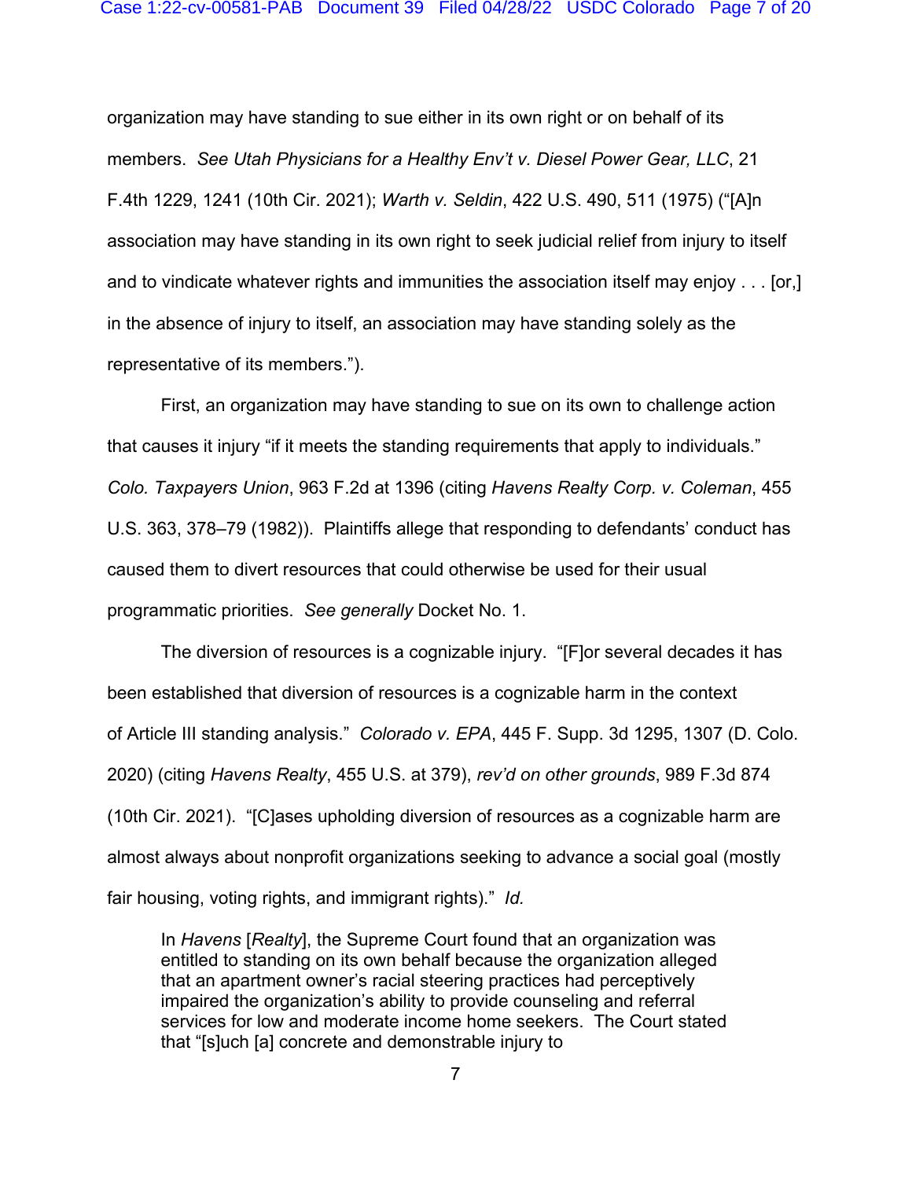organization may have standing to sue either in its own right or on behalf of its members. *See Utah Physicians for a Healthy Env't v. Diesel Power Gear, LLC*, 21 F.4th 1229, 1241 (10th Cir. 2021); *Warth v. Seldin*, 422 U.S. 490, 511 (1975) ("[A]n association may have standing in its own right to seek judicial relief from injury to itself and to vindicate whatever rights and immunities the association itself may enjoy . . . [or,] in the absence of injury to itself, an association may have standing solely as the representative of its members.").

First, an organization may have standing to sue on its own to challenge action that causes it injury "if it meets the standing requirements that apply to individuals." *Colo. Taxpayers Union*, 963 F.2d at 1396 (citing *Havens Realty Corp. v. Coleman*, 455 U.S. 363, 378–79 (1982)). Plaintiffs allege that responding to defendants' conduct has caused them to divert resources that could otherwise be used for their usual programmatic priorities. *See generally* Docket No. 1.

The diversion of resources is a cognizable injury. "[F]or several decades it has been established that diversion of resources is a cognizable harm in the context of Article III standing analysis." *Colorado v. EPA*, 445 F. Supp. 3d 1295, 1307 (D. Colo. 2020) (citing *Havens Realty*, 455 U.S. at 379), *rev'd on other grounds*, 989 F.3d 874 (10th Cir. 2021). "[C]ases upholding diversion of resources as a cognizable harm are almost always about nonprofit organizations seeking to advance a social goal (mostly fair housing, voting rights, and immigrant rights)." *Id.*

> In *Havens* [*Realty*], the Supreme Court found that an organization was entitled to standing on its own behalf because the organization alleged that an apartment owner's racial steering practices had perceptively impaired the organization's ability to provide counseling and referral services for low and moderate income home seekers. The Court stated that "[s]uch [a] concrete and demonstrable injury to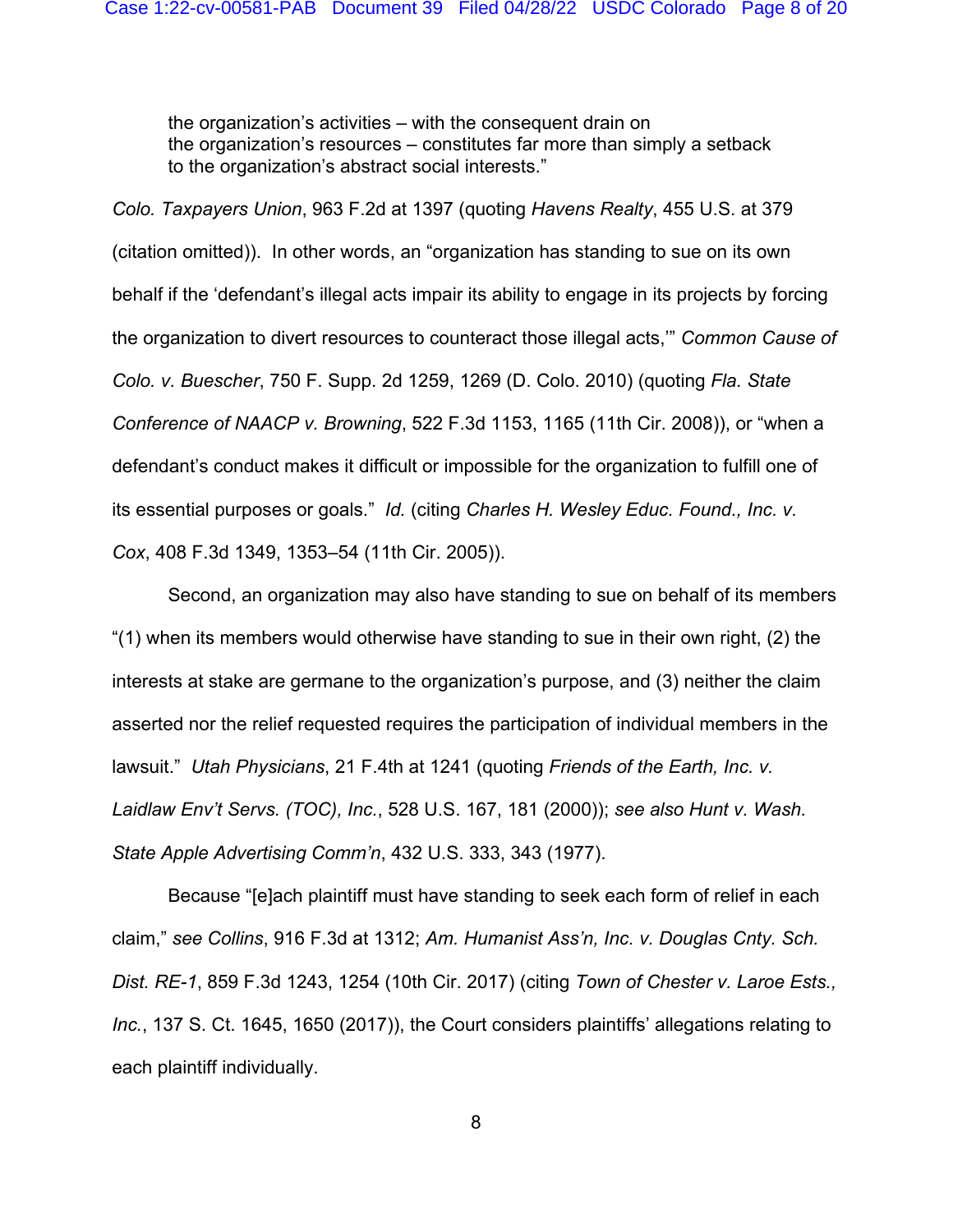> the organization's activities – with the consequent drain on the organization's resources – constitutes far more than simply a setback to the organization's abstract social interests."

*Colo. Taxpayers Union*, 963 F.2d at 1397 (quoting *Havens Realty*, 455 U.S. at 379 (citation omitted)). In other words, an "organization has standing to sue on its own behalf if the 'defendant's illegal acts impair its ability to engage in its projects by forcing the organization to divert resources to counteract those illegal acts,'" *Common Cause of Colo. v. Buescher*, 750 F. Supp. 2d 1259, 1269 (D. Colo. 2010) (quoting *Fla. State Conference of NAACP v. Browning*, 522 F.3d 1153, 1165 (11th Cir. 2008)), or "when a defendant's conduct makes it difficult or impossible for the organization to fulfill one of its essential purposes or goals." *Id.* (citing *Charles H. Wesley Educ. Found., Inc. v. Cox*, 408 F.3d 1349, 1353–54 (11th Cir. 2005)).

Second, an organization may also have standing to sue on behalf of its members "(1) when its members would otherwise have standing to sue in their own right, (2) the interests at stake are germane to the organization's purpose, and (3) neither the claim asserted nor the relief requested requires the participation of individual members in the lawsuit." *Utah Physicians*, 21 F.4th at 1241 (quoting *Friends of the Earth, Inc. v. Laidlaw Env't Servs. (TOC), Inc.*, 528 U.S. 167, 181 (2000)); *see also Hunt v. Wash. State Apple Advertising Comm'n*, 432 U.S. 333, 343 (1977).

Because "[e]ach plaintiff must have standing to seek each form of relief in each claim," *see Collins*, 916 F.3d at 1312; *Am. Humanist Ass'n, Inc. v. Douglas Cnty. Sch. Dist. RE-1*, 859 F.3d 1243, 1254 (10th Cir. 2017) (citing *Town of Chester v. Laroe Ests., Inc.*, 137 S. Ct. 1645, 1650 (2017)), the Court considers plaintiffs' allegations relating to each plaintiff individually.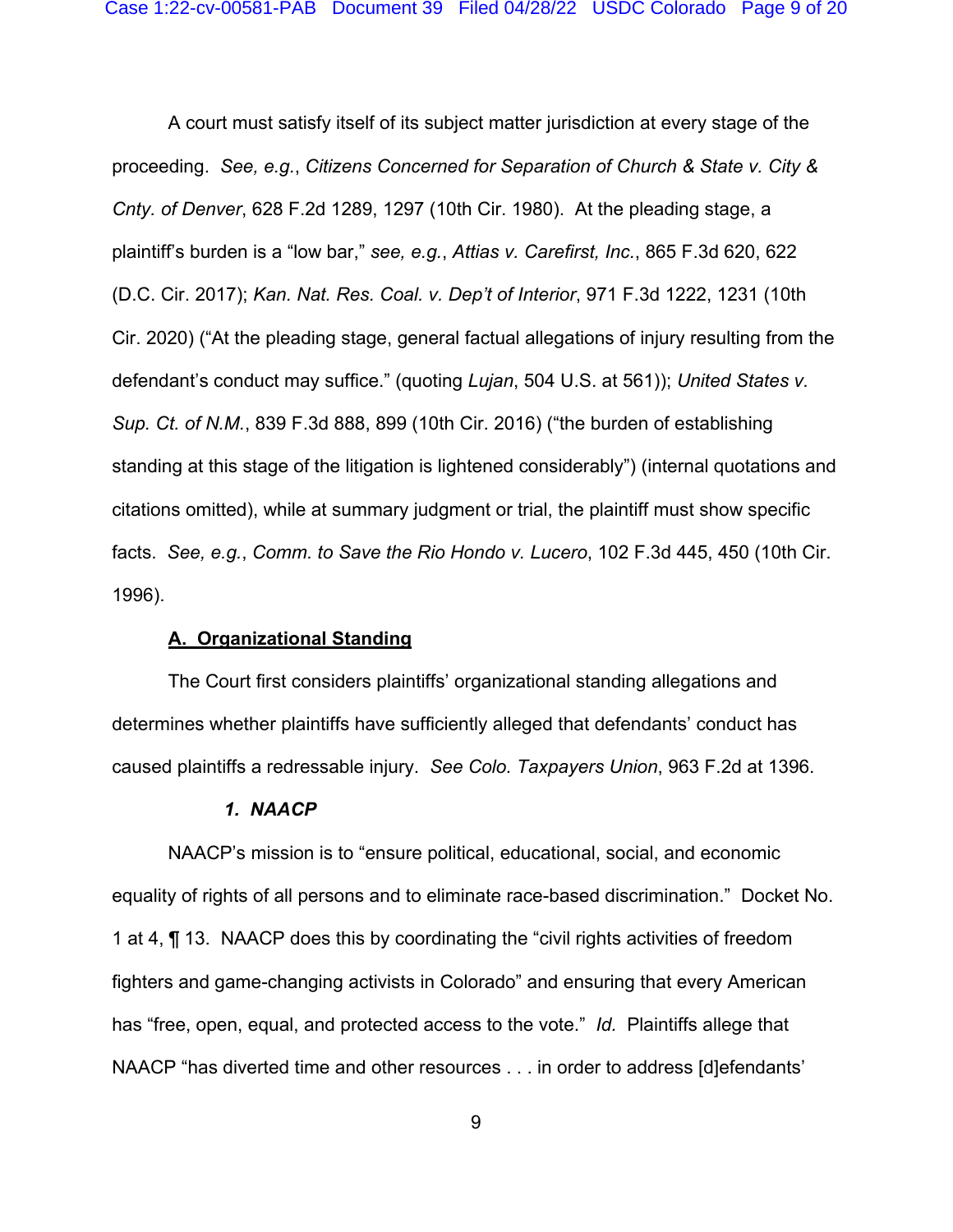A court must satisfy itself of its subject matter jurisdiction at every stage of the proceeding. *See, e.g.*, *Citizens Concerned for Separation of Church & State v. City & Cnty. of Denver*, 628 F.2d 1289, 1297 (10th Cir. 1980). At the pleading stage, a plaintiff's burden is a "low bar," *see, e.g.*, *Attias v. Carefirst, Inc.*, 865 F.3d 620, 622 (D.C. Cir. 2017); *Kan. Nat. Res. Coal. v. Dep't of Interior*, 971 F.3d 1222, 1231 (10th Cir. 2020) ("At the pleading stage, general factual allegations of injury resulting from the defendant's conduct may suffice." (quoting *Lujan*, 504 U.S. at 561)); *United States v. Sup. Ct. of N.M.*, 839 F.3d 888, 899 (10th Cir. 2016) ("the burden of establishing standing at this stage of the litigation is lightened considerably") (internal quotations and citations omitted), while at summary judgment or trial, the plaintiff must show specific facts. *See, e.g.*, *Comm. to Save the Rio Hondo v. Lucero*, 102 F.3d 445, 450 (10th Cir. 1996).

## A. Organizational Standing

The Court first considers plaintiffs' organizational standing allegations and determines whether plaintiffs have sufficiently alleged that defendants' conduct has caused plaintiffs a redressable injury. *See Colo. Taxpayers Union*, 963 F.2d at 1396.

### *1. NAACP*

NAACP's mission is to "ensure political, educational, social, and economic equality of rights of all persons and to eliminate race-based discrimination." Docket No. 1 at 4, ¶ 13. NAACP does this by coordinating the "civil rights activities of freedom fighters and game-changing activists in Colorado" and ensuring that every American has "free, open, equal, and protected access to the vote." *Id.* Plaintiffs allege that NAACP "has diverted time and other resources . . . in order to address [d]efendants'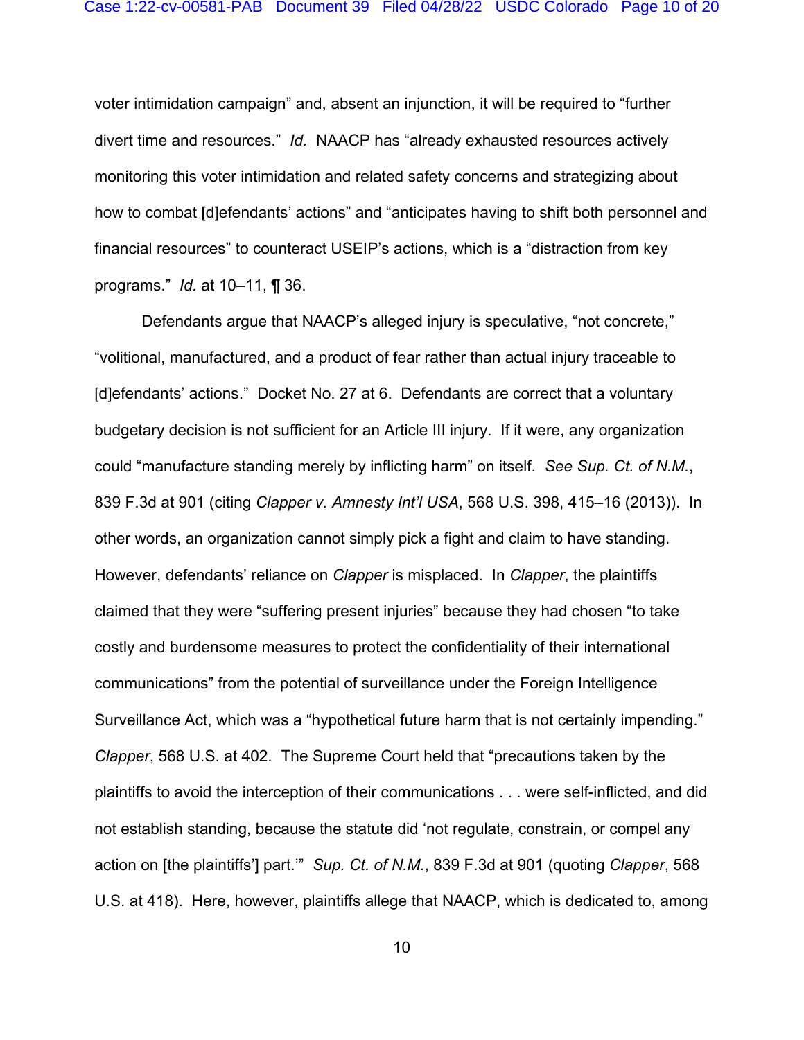voter intimidation campaign" and, absent an injunction, it will be required to "further divert time and resources." *Id.* NAACP has "already exhausted resources actively monitoring this voter intimidation and related safety concerns and strategizing about how to combat [d]efendants' actions" and "anticipates having to shift both personnel and financial resources" to counteract USEIP's actions, which is a "distraction from key programs." *Id.* at 10–11, ¶ 36.

Defendants argue that NAACP's alleged injury is speculative, "not concrete," "volitional, manufactured, and a product of fear rather than actual injury traceable to [d]efendants' actions." Docket No. 27 at 6. Defendants are correct that a voluntary budgetary decision is not sufficient for an Article III injury. If it were, any organization could "manufacture standing merely by inflicting harm" on itself. *See Sup. Ct. of N.M.*, 839 F.3d at 901 (citing *Clapper v. Amnesty Int'l USA*, 568 U.S. 398, 415–16 (2013)). In other words, an organization cannot simply pick a fight and claim to have standing. However, defendants' reliance on *Clapper* is misplaced. In *Clapper*, the plaintiffs claimed that they were "suffering present injuries" because they had chosen "to take costly and burdensome measures to protect the confidentiality of their international communications" from the potential of surveillance under the Foreign Intelligence Surveillance Act, which was a "hypothetical future harm that is not certainly impending." *Clapper*, 568 U.S. at 402. The Supreme Court held that "precautions taken by the plaintiffs to avoid the interception of their communications . . . were self-inflicted, and did not establish standing, because the statute did 'not regulate, constrain, or compel any action on [the plaintiffs'] part.'" *Sup. Ct. of N.M.*, 839 F.3d at 901 (quoting *Clapper*, 568 U.S. at 418). Here, however, plaintiffs allege that NAACP, which is dedicated to, among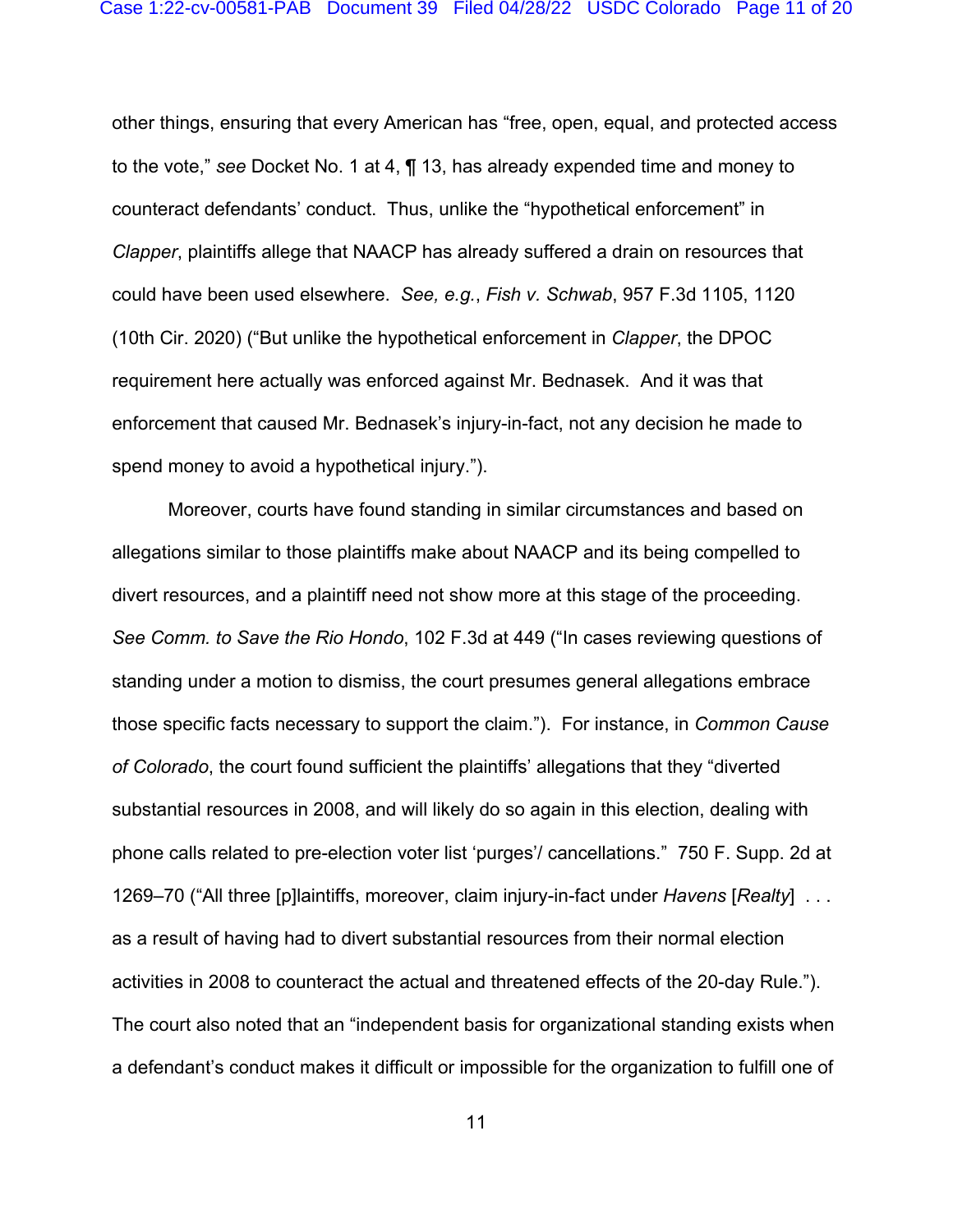other things, ensuring that every American has "free, open, equal, and protected access to the vote," *see* Docket No. 1 at 4, ¶ 13, has already expended time and money to counteract defendants' conduct. Thus, unlike the "hypothetical enforcement" in *Clapper*, plaintiffs allege that NAACP has already suffered a drain on resources that could have been used elsewhere. *See, e.g.*, *Fish v. Schwab*, 957 F.3d 1105, 1120 (10th Cir. 2020) ("But unlike the hypothetical enforcement in *Clapper*, the DPOC requirement here actually was enforced against Mr. Bednasek. And it was that enforcement that caused Mr. Bednasek's injury-in-fact, not any decision he made to spend money to avoid a hypothetical injury.").

Moreover, courts have found standing in similar circumstances and based on allegations similar to those plaintiffs make about NAACP and its being compelled to divert resources, and a plaintiff need not show more at this stage of the proceeding. *See Comm. to Save the Rio Hondo*, 102 F.3d at 449 ("In cases reviewing questions of standing under a motion to dismiss, the court presumes general allegations embrace those specific facts necessary to support the claim."). For instance, in *Common Cause of Colorado*, the court found sufficient the plaintiffs' allegations that they "diverted substantial resources in 2008, and will likely do so again in this election, dealing with phone calls related to pre-election voter list 'purges'/ cancellations." 750 F. Supp. 2d at 1269–70 ("All three [p]laintiffs, moreover, claim injury-in-fact under *Havens* [*Realty*] . . . as a result of having had to divert substantial resources from their normal election activities in 2008 to counteract the actual and threatened effects of the 20-day Rule."). The court also noted that an "independent basis for organizational standing exists when a defendant's conduct makes it difficult or impossible for the organization to fulfill one of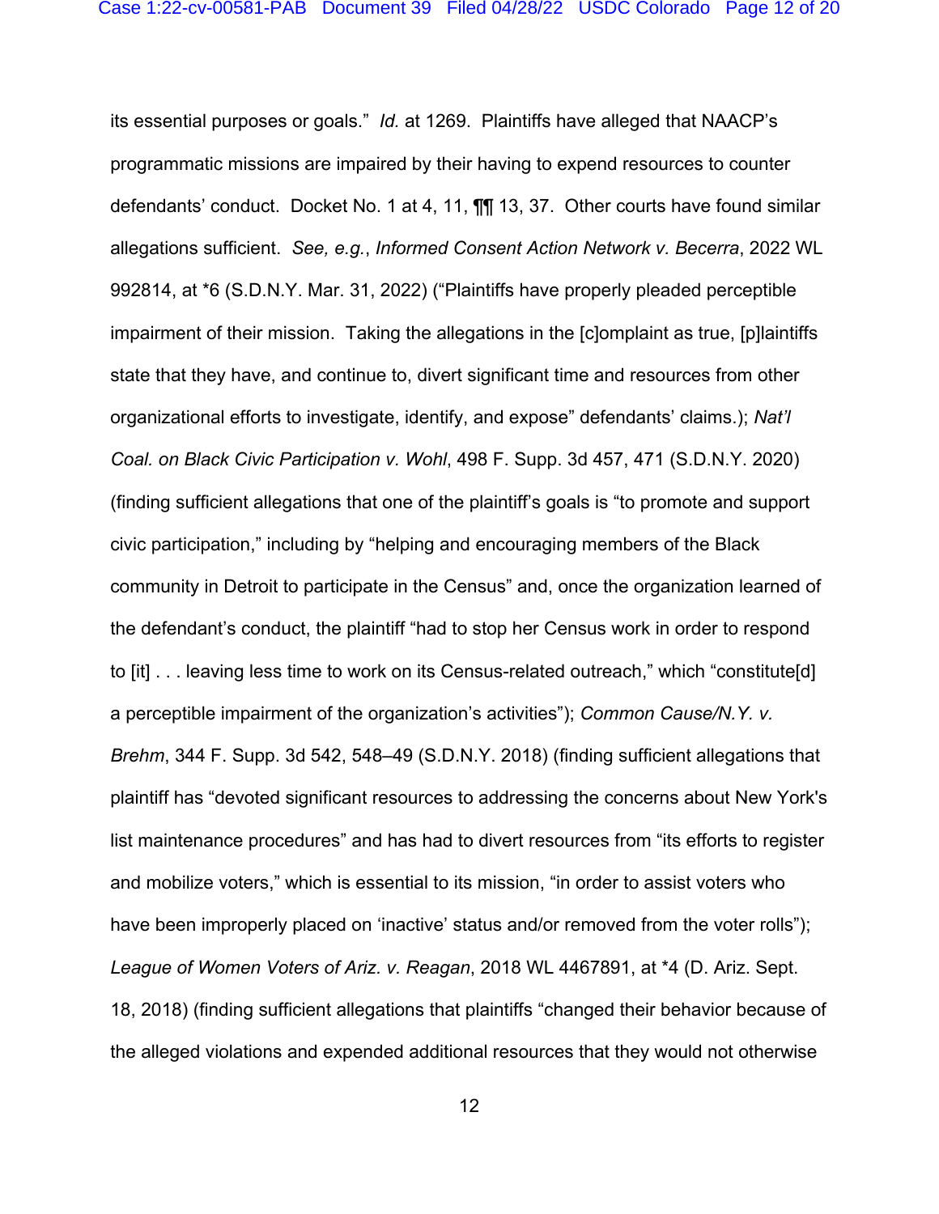its essential purposes or goals." *Id.* at 1269. Plaintiffs have alleged that NAACP's programmatic missions are impaired by their having to expend resources to counter defendants' conduct. Docket No. 1 at 4, 11, ¶¶ 13, 37. Other courts have found similar allegations sufficient. *See, e.g.*, *Informed Consent Action Network v. Becerra*, 2022 WL 992814, at *6 (S.D.N.Y. Mar. 31, 2022) ("Plaintiffs have properly pleaded perceptible impairment of their mission. Taking the allegations in the [c]omplaint as true, [p]laintiffs state that they have, and continue to, divert significant time and resources from other organizational efforts to investigate, identify, and expose" defendants' claims.); *Nat'l Coal. on Black Civic Participation v. Wohl*, 498 F. Supp. 3d 457, 471 (S.D.N.Y. 2020) (finding sufficient allegations that one of the plaintiff's goals is "to promote and support civic participation," including by "helping and encouraging members of the Black community in Detroit to participate in the Census" and, once the organization learned of the defendant's conduct, the plaintiff "had to stop her Census work in order to respond to [it] . . . leaving less time to work on its Census-related outreach," which "constitute[d] a perceptible impairment of the organization's activities"); *Common Cause/N.Y. v. Brehm*, 344 F. Supp. 3d 542, 548–49 (S.D.N.Y. 2018) (finding sufficient allegations that plaintiff has "devoted significant resources to addressing the concerns about New York's list maintenance procedures" and has had to divert resources from "its efforts to register and mobilize voters," which is essential to its mission, "in order to assist voters who have been improperly placed on 'inactive' status and/or removed from the voter rolls"); *League of Women Voters of Ariz. v. Reagan*, 2018 WL 4467891, at *4 (D. Ariz. Sept. 18, 2018) (finding sufficient allegations that plaintiffs "changed their behavior because of the alleged violations and expended additional resources that they would not otherwise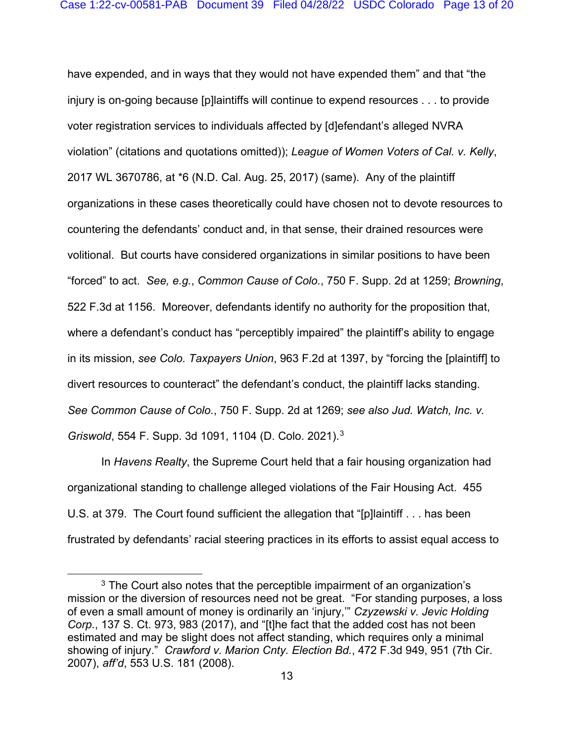have expended, and in ways that they would not have expended them" and that "the injury is on-going because [p]laintiffs will continue to expend resources . . . to provide voter registration services to individuals affected by [d]efendant's alleged NVRA violation" (citations and quotations omitted)); *League of Women Voters of Cal. v. Kelly*, 2017 WL 3670786, at *6 (N.D. Cal. Aug. 25, 2017) (same). Any of the plaintiff organizations in these cases theoretically could have chosen not to devote resources to countering the defendants' conduct and, in that sense, their drained resources were volitional. But courts have considered organizations in similar positions to have been "forced" to act. *See, e.g.*, *Common Cause of Colo.*, 750 F. Supp. 2d at 1259; *Browning*, 522 F.3d at 1156. Moreover, defendants identify no authority for the proposition that, where a defendant's conduct has "perceptibly impaired" the plaintiff's ability to engage in its mission, *see Colo. Taxpayers Union*, 963 F.2d at 1397, by "forcing the [plaintiff] to divert resources to counteract" the defendant's conduct, the plaintiff lacks standing. *See Common Cause of Colo.*, 750 F. Supp. 2d at 1269; *see also Jud. Watch, Inc. v. Griswold*, 554 F. Supp. 3d 1091, 1104 (D. Colo. 2021).[3]

In *Havens Realty*, the Supreme Court held that a fair housing organization had organizational standing to challenge alleged violations of the Fair Housing Act. 455 U.S. at 379. The Court found sufficient the allegation that "[p]laintiff . . . has been frustrated by defendants' racial steering practices in its efforts to assist equal access to

---

[3] The Court also notes that the perceptible impairment of an organization's mission or the diversion of resources need not be great. "For standing purposes, a loss of even a small amount of money is ordinarily an 'injury,'" *Czyzewski v. Jevic Holding Corp.*, 137 S. Ct. 973, 983 (2017), and "[t]he fact that the added cost has not been estimated and may be slight does not affect standing, which requires only a minimal showing of injury." *Crawford v. Marion Cnty. Election Bd.*, 472 F.3d 949, 951 (7th Cir. 2007), *aff'd*, 553 U.S. 181 (2008).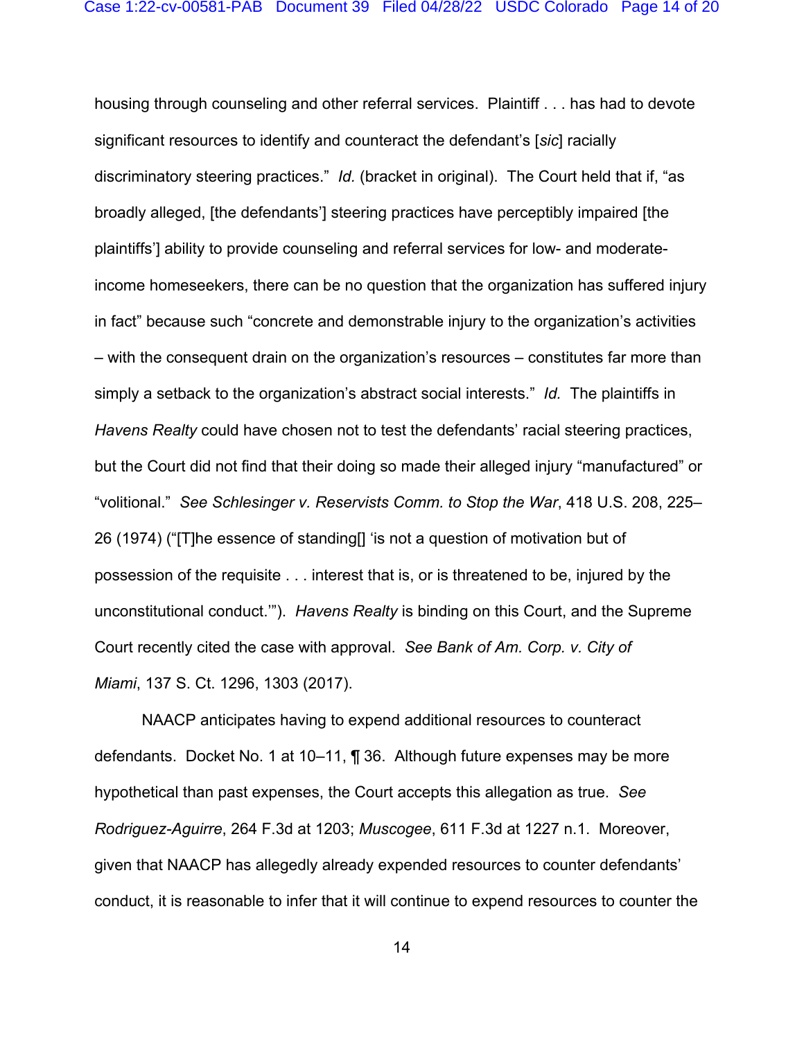housing through counseling and other referral services. Plaintiff . . . has had to devote significant resources to identify and counteract the defendant's [*sic*] racially discriminatory steering practices." *Id.* (bracket in original). The Court held that if, "as broadly alleged, [the defendants'] steering practices have perceptibly impaired [the plaintiffs'] ability to provide counseling and referral services for low- and moderate-income homeseekers, there can be no question that the organization has suffered injury in fact" because such "concrete and demonstrable injury to the organization's activities – with the consequent drain on the organization's resources – constitutes far more than simply a setback to the organization's abstract social interests." *Id.* The plaintiffs in *Havens Realty* could have chosen not to test the defendants' racial steering practices, but the Court did not find that their doing so made their alleged injury "manufactured" or "volitional." *See Schlesinger v. Reservists Comm. to Stop the War*, 418 U.S. 208, 225–26 (1974) ("[T]he essence of standing[] 'is not a question of motivation but of possession of the requisite . . . interest that is, or is threatened to be, injured by the unconstitutional conduct.'"). *Havens Realty* is binding on this Court, and the Supreme Court recently cited the case with approval. *See Bank of Am. Corp. v. City of Miami*, 137 S. Ct. 1296, 1303 (2017).

NAACP anticipates having to expend additional resources to counteract defendants. Docket No. 1 at 10–11, ¶ 36. Although future expenses may be more hypothetical than past expenses, the Court accepts this allegation as true. *See Rodriguez-Aguirre*, 264 F.3d at 1203; *Muscogee*, 611 F.3d at 1227 n.1. Moreover, given that NAACP has allegedly already expended resources to counter defendants' conduct, it is reasonable to infer that it will continue to expend resources to counter the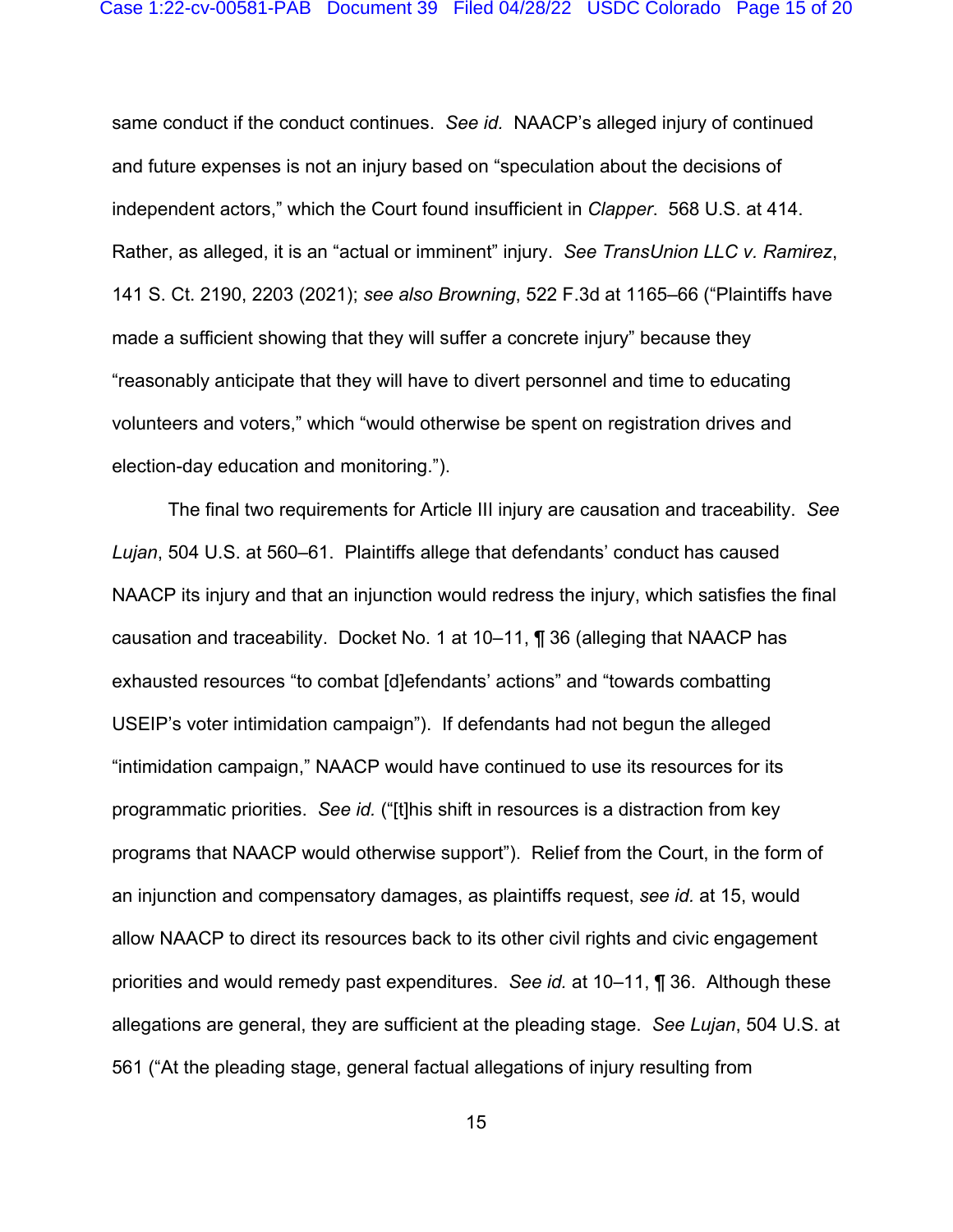same conduct if the conduct continues. *See id.* NAACP's alleged injury of continued and future expenses is not an injury based on "speculation about the decisions of independent actors," which the Court found insufficient in *Clapper*. 568 U.S. at 414. Rather, as alleged, it is an "actual or imminent" injury. *See TransUnion LLC v. Ramirez*, 141 S. Ct. 2190, 2203 (2021); *see also Browning*, 522 F.3d at 1165–66 ("Plaintiffs have made a sufficient showing that they will suffer a concrete injury" because they "reasonably anticipate that they will have to divert personnel and time to educating volunteers and voters," which "would otherwise be spent on registration drives and election-day education and monitoring.").

The final two requirements for Article III injury are causation and traceability. *See Lujan*, 504 U.S. at 560–61. Plaintiffs allege that defendants' conduct has caused NAACP its injury and that an injunction would redress the injury, which satisfies the final causation and traceability. Docket No. 1 at 10–11, ¶ 36 (alleging that NAACP has exhausted resources "to combat [d]efendants' actions" and "towards combatting USEIP's voter intimidation campaign"). If defendants had not begun the alleged "intimidation campaign," NAACP would have continued to use its resources for its programmatic priorities. *See id.* ("[t]his shift in resources is a distraction from key programs that NAACP would otherwise support"). Relief from the Court, in the form of an injunction and compensatory damages, as plaintiffs request, *see id.* at 15, would allow NAACP to direct its resources back to its other civil rights and civic engagement priorities and would remedy past expenditures. *See id.* at 10–11, ¶ 36. Although these allegations are general, they are sufficient at the pleading stage. *See Lujan*, 504 U.S. at 561 ("At the pleading stage, general factual allegations of injury resulting from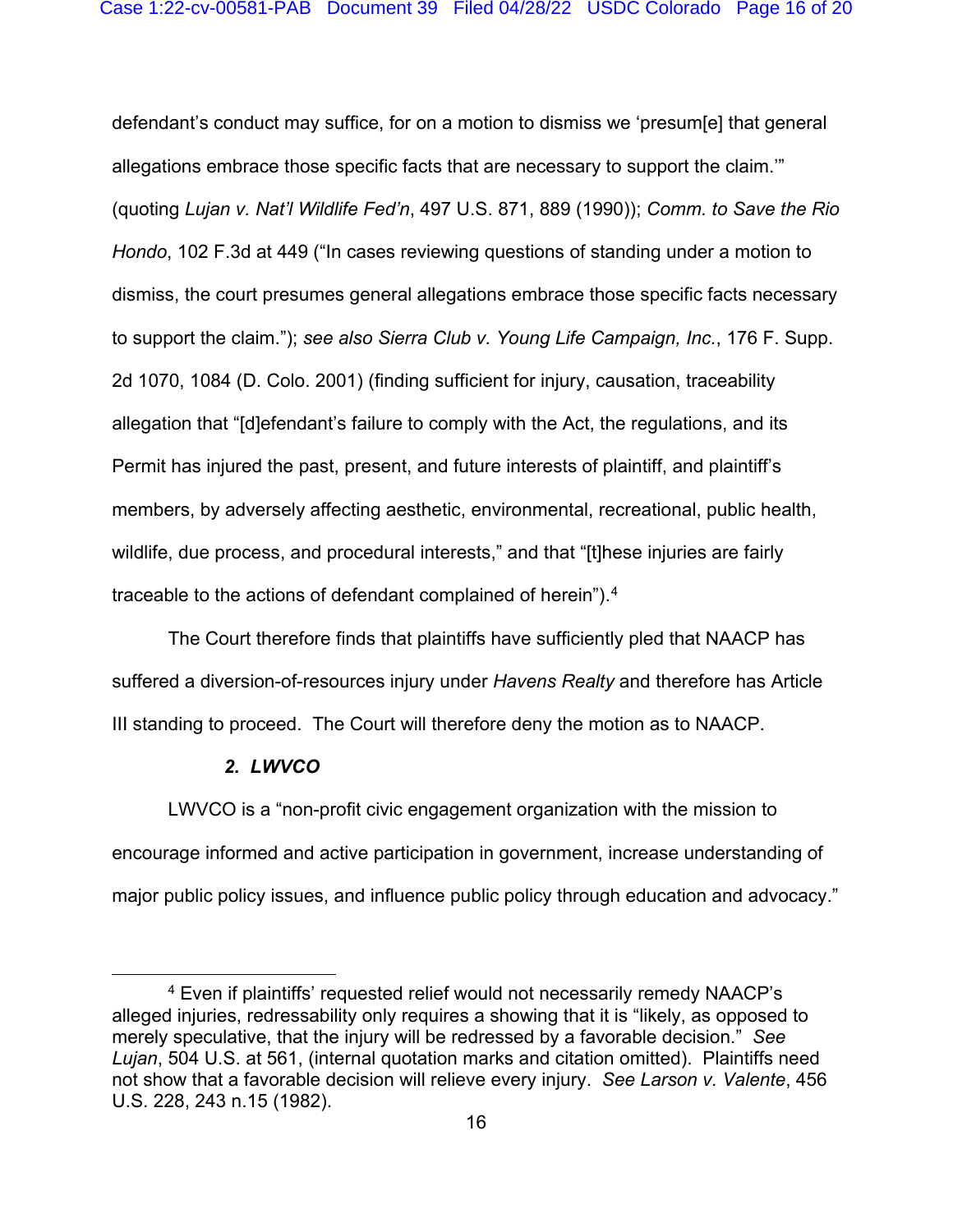defendant's conduct may suffice, for on a motion to dismiss we 'presum[e] that general allegations embrace those specific facts that are necessary to support the claim.'" (quoting *Lujan v. Nat'l Wildlife Fed'n*, 497 U.S. 871, 889 (1990)); *Comm. to Save the Rio Hondo*, 102 F.3d at 449 ("In cases reviewing questions of standing under a motion to dismiss, the court presumes general allegations embrace those specific facts necessary to support the claim."); *see also Sierra Club v. Young Life Campaign, Inc.*, 176 F. Supp. 2d 1070, 1084 (D. Colo. 2001) (finding sufficient for injury, causation, traceability allegation that "[d]efendant's failure to comply with the Act, the regulations, and its Permit has injured the past, present, and future interests of plaintiff, and plaintiff's members, by adversely affecting aesthetic, environmental, recreational, public health, wildlife, due process, and procedural interests," and that "[t]hese injuries are fairly traceable to the actions of defendant complained of herein").[4]

The Court therefore finds that plaintiffs have sufficiently pled that NAACP has suffered a diversion-of-resources injury under *Havens Realty* and therefore has Article III standing to proceed. The Court will therefore deny the motion as to NAACP.

***2. LWVCO***

LWVCO is a "non-profit civic engagement organization with the mission to encourage informed and active participation in government, increase understanding of major public policy issues, and influence public policy through education and advocacy."

---

[4] Even if plaintiffs' requested relief would not necessarily remedy NAACP's alleged injuries, redressability only requires a showing that it is "likely, as opposed to merely speculative, that the injury will be redressed by a favorable decision." *See Lujan*, 504 U.S. at 561, (internal quotation marks and citation omitted). Plaintiffs need not show that a favorable decision will relieve every injury. *See Larson v. Valente*, 456 U.S. 228, 243 n.15 (1982).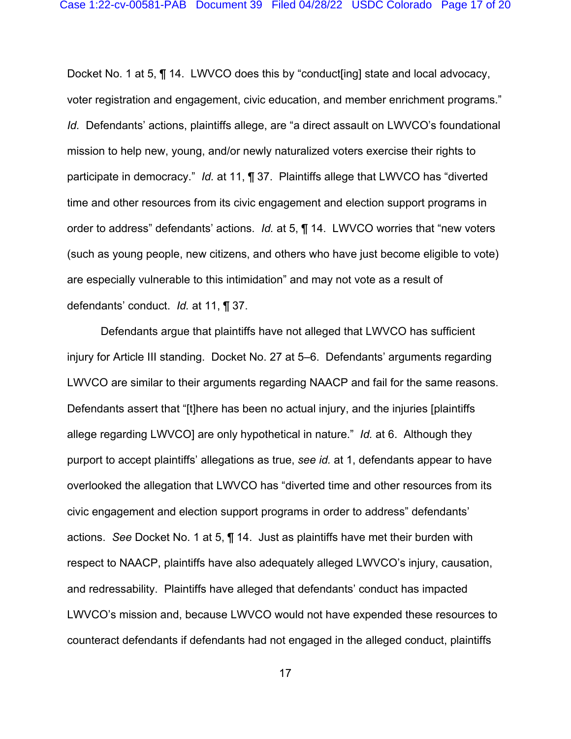Docket No. 1 at 5, ¶ 14. LWVCO does this by "conduct[ing] state and local advocacy, voter registration and engagement, civic education, and member enrichment programs." *Id.* Defendants' actions, plaintiffs allege, are "a direct assault on LWVCO's foundational mission to help new, young, and/or newly naturalized voters exercise their rights to participate in democracy." *Id.* at 11, ¶ 37. Plaintiffs allege that LWVCO has "diverted time and other resources from its civic engagement and election support programs in order to address" defendants' actions. *Id.* at 5, ¶ 14. LWVCO worries that "new voters (such as young people, new citizens, and others who have just become eligible to vote) are especially vulnerable to this intimidation" and may not vote as a result of defendants' conduct. *Id.* at 11, ¶ 37.

Defendants argue that plaintiffs have not alleged that LWVCO has sufficient injury for Article III standing. Docket No. 27 at 5–6. Defendants' arguments regarding LWVCO are similar to their arguments regarding NAACP and fail for the same reasons. Defendants assert that "[t]here has been no actual injury, and the injuries [plaintiffs allege regarding LWVCO] are only hypothetical in nature." *Id.* at 6. Although they purport to accept plaintiffs' allegations as true, *see id.* at 1, defendants appear to have overlooked the allegation that LWVCO has "diverted time and other resources from its civic engagement and election support programs in order to address" defendants' actions. *See* Docket No. 1 at 5, ¶ 14. Just as plaintiffs have met their burden with respect to NAACP, plaintiffs have also adequately alleged LWVCO's injury, causation, and redressability. Plaintiffs have alleged that defendants' conduct has impacted LWVCO's mission and, because LWVCO would not have expended these resources to counteract defendants if defendants had not engaged in the alleged conduct, plaintiffs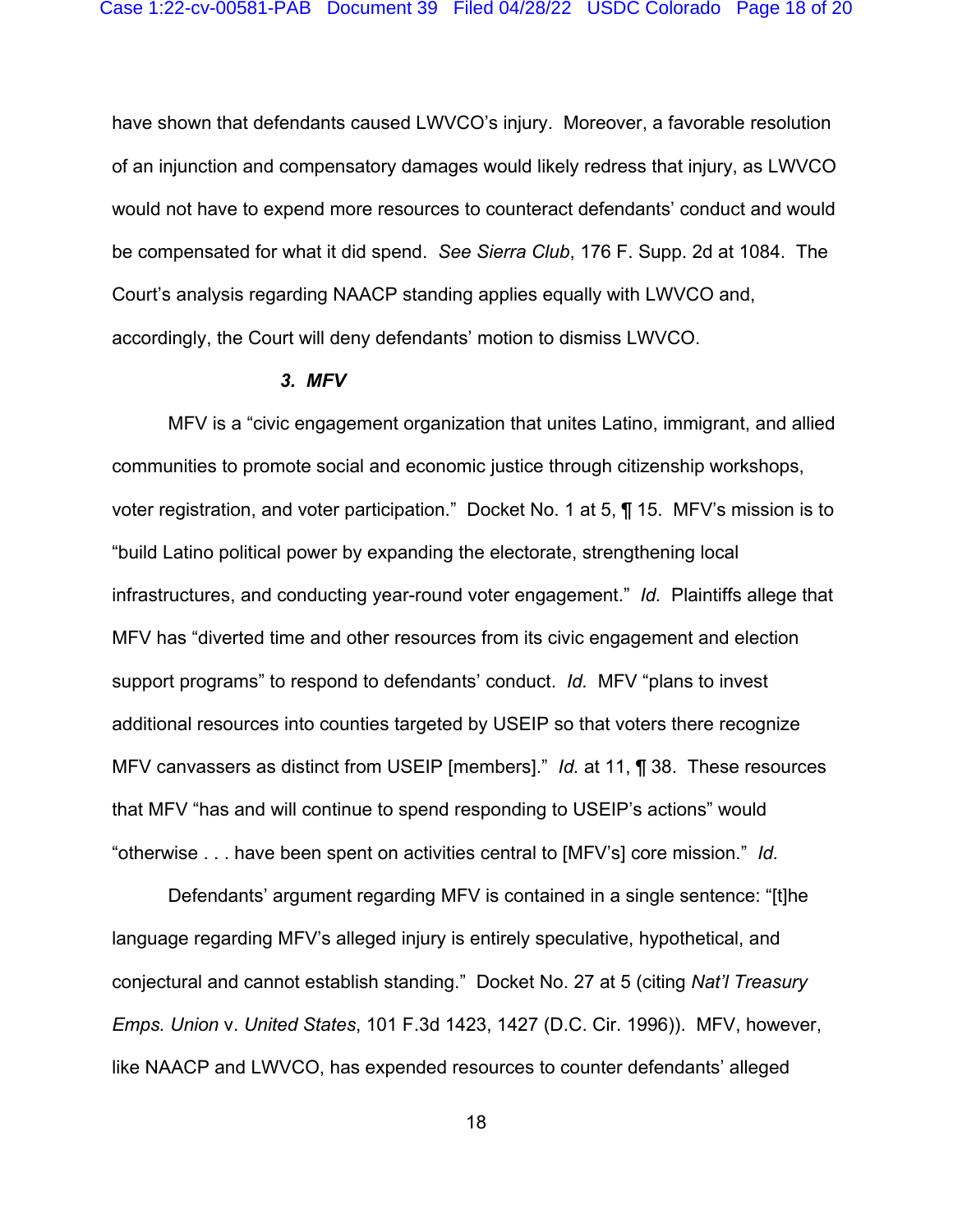have shown that defendants caused LWVCO's injury. Moreover, a favorable resolution of an injunction and compensatory damages would likely redress that injury, as LWVCO would not have to expend more resources to counteract defendants' conduct and would be compensated for what it did spend. *See Sierra Club*, 176 F. Supp. 2d at 1084. The Court's analysis regarding NAACP standing applies equally with LWVCO and, accordingly, the Court will deny defendants' motion to dismiss LWVCO.

***3. MFV***

MFV is a "civic engagement organization that unites Latino, immigrant, and allied communities to promote social and economic justice through citizenship workshops, voter registration, and voter participation." Docket No. 1 at 5, ¶ 15. MFV's mission is to "build Latino political power by expanding the electorate, strengthening local infrastructures, and conducting year-round voter engagement." *Id.* Plaintiffs allege that MFV has "diverted time and other resources from its civic engagement and election support programs" to respond to defendants' conduct. *Id.* MFV "plans to invest additional resources into counties targeted by USEIP so that voters there recognize MFV canvassers as distinct from USEIP [members]." *Id.* at 11, ¶ 38. These resources that MFV "has and will continue to spend responding to USEIP's actions" would "otherwise . . . have been spent on activities central to [MFV's] core mission." *Id.*

Defendants' argument regarding MFV is contained in a single sentence: "[t]he language regarding MFV's alleged injury is entirely speculative, hypothetical, and conjectural and cannot establish standing." Docket No. 27 at 5 (citing *Nat'l Treasury Emps. Union* v. *United States*, 101 F.3d 1423, 1427 (D.C. Cir. 1996)). MFV, however, like NAACP and LWVCO, has expended resources to counter defendants' alleged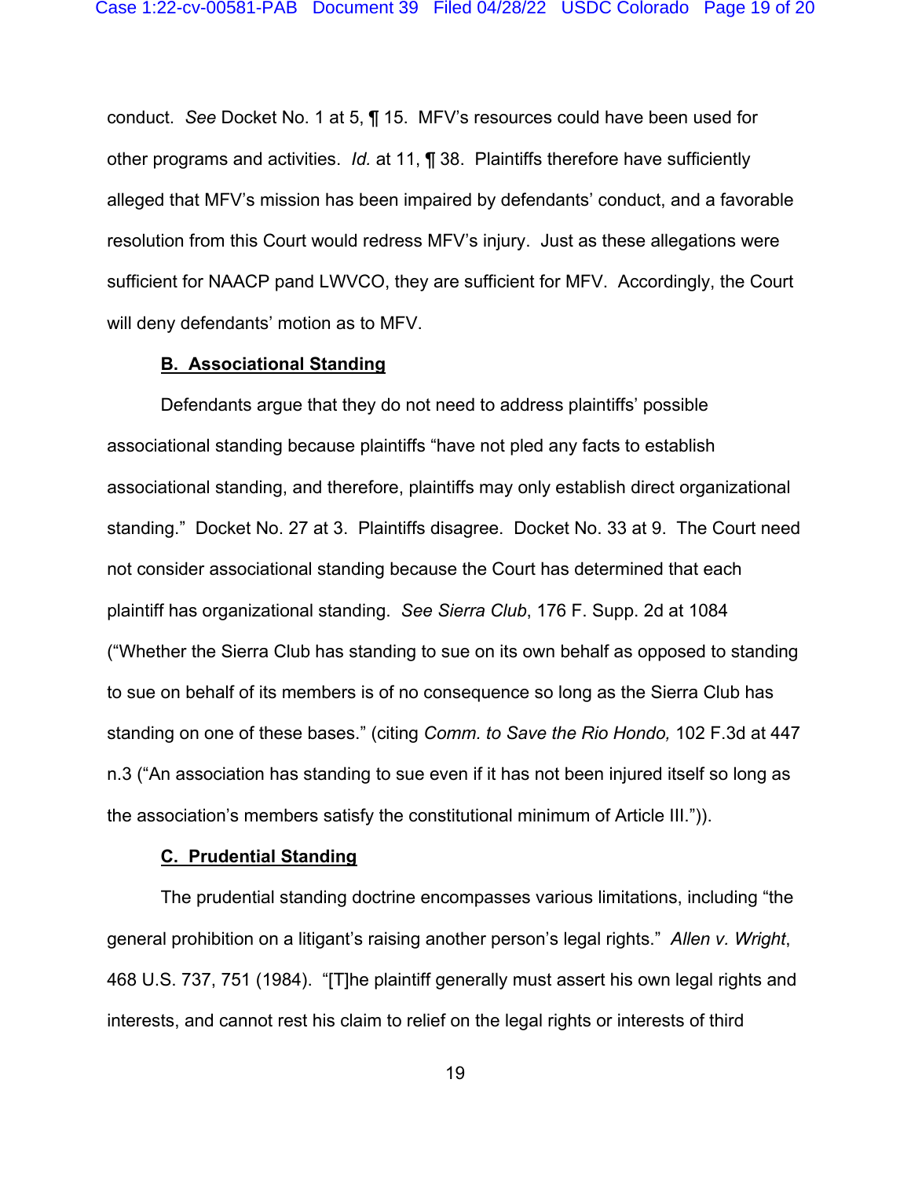conduct. *See* Docket No. 1 at 5, ¶ 15. MFV's resources could have been used for other programs and activities. *Id.* at 11, ¶ 38. Plaintiffs therefore have sufficiently alleged that MFV's mission has been impaired by defendants' conduct, and a favorable resolution from this Court would redress MFV's injury. Just as these allegations were sufficient for NAACP pand LWVCO, they are sufficient for MFV. Accordingly, the Court will deny defendants' motion as to MFV.

**B. Associational Standing**

Defendants argue that they do not need to address plaintiffs' possible associational standing because plaintiffs "have not pled any facts to establish associational standing, and therefore, plaintiffs may only establish direct organizational standing." Docket No. 27 at 3. Plaintiffs disagree. Docket No. 33 at 9. The Court need not consider associational standing because the Court has determined that each plaintiff has organizational standing. *See Sierra Club*, 176 F. Supp. 2d at 1084 ("Whether the Sierra Club has standing to sue on its own behalf as opposed to standing to sue on behalf of its members is of no consequence so long as the Sierra Club has standing on one of these bases." (citing *Comm. to Save the Rio Hondo,* 102 F.3d at 447 n.3 ("An association has standing to sue even if it has not been injured itself so long as the association's members satisfy the constitutional minimum of Article III.")).

**C. Prudential Standing**

The prudential standing doctrine encompasses various limitations, including "the general prohibition on a litigant's raising another person's legal rights." *Allen v. Wright*, 468 U.S. 737, 751 (1984). "[T]he plaintiff generally must assert his own legal rights and interests, and cannot rest his claim to relief on the legal rights or interests of third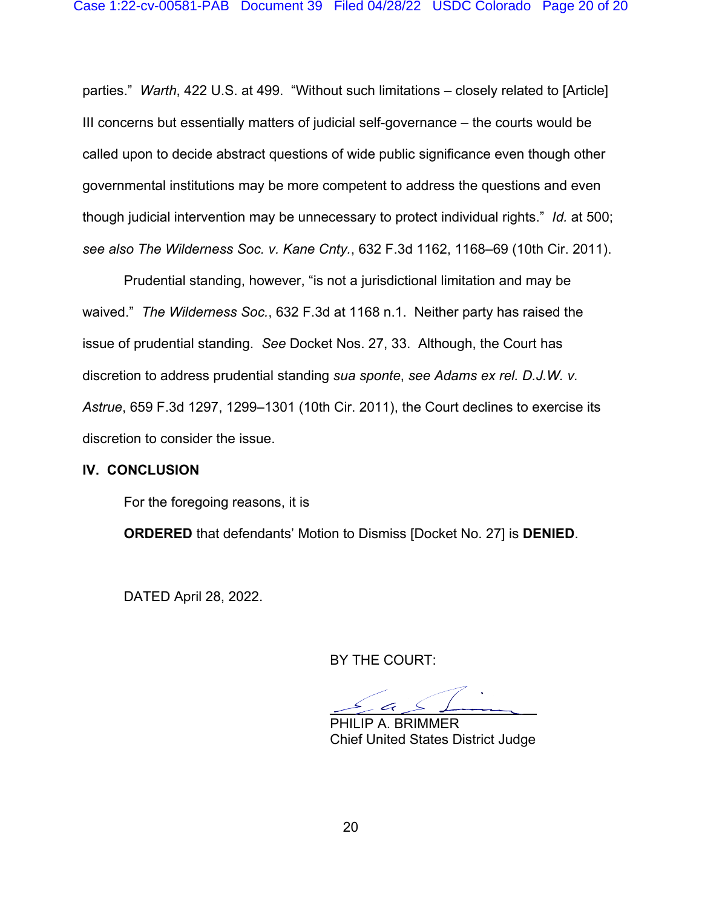parties." *Warth*, 422 U.S. at 499. "Without such limitations – closely related to [Article] III concerns but essentially matters of judicial self-governance – the courts would be called upon to decide abstract questions of wide public significance even though other governmental institutions may be more competent to address the questions and even though judicial intervention may be unnecessary to protect individual rights." *Id.* at 500; *see also The Wilderness Soc. v. Kane Cnty.*, 632 F.3d 1162, 1168–69 (10th Cir. 2011).

Prudential standing, however, "is not a jurisdictional limitation and may be waived." *The Wilderness Soc.*, 632 F.3d at 1168 n.1. Neither party has raised the issue of prudential standing. *See* Docket Nos. 27, 33. Although, the Court has discretion to address prudential standing *sua sponte*, *see Adams ex rel. D.J.W. v. Astrue*, 659 F.3d 1297, 1299–1301 (10th Cir. 2011), the Court declines to exercise its discretion to consider the issue.

## IV. CONCLUSION

For the foregoing reasons, it is

**ORDERED** that defendants' Motion to Dismiss [Docket No. 27] is **DENIED**.

DATED April 28, 2022.

BY THE COURT:

PHILIP A. BRIMMER
Chief United States District Judge